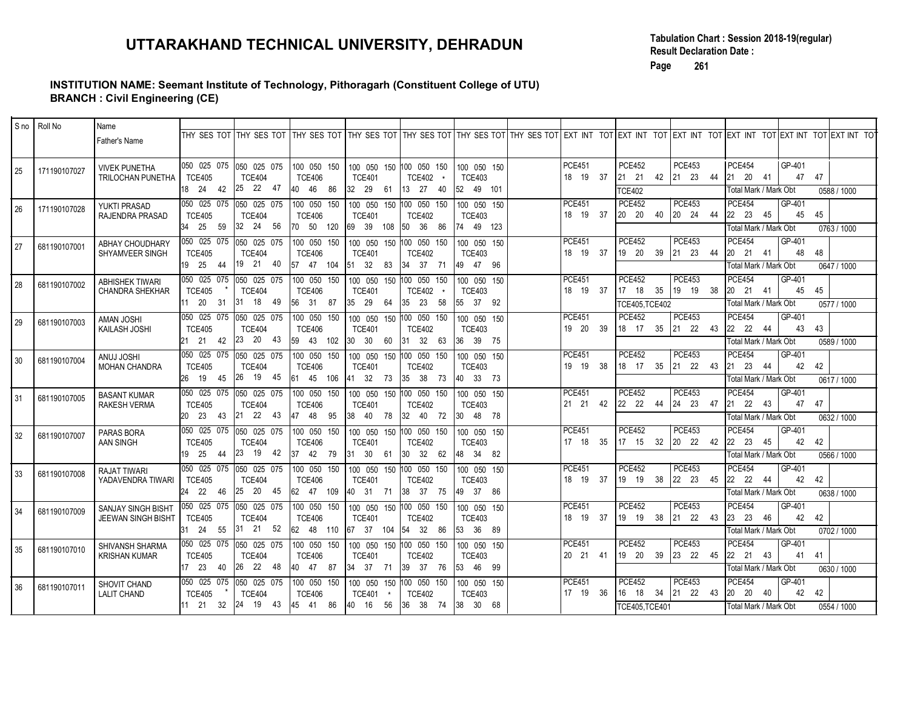# UTTARAKHAND TECHNICAL UNIVERSITY, DEHRADUN

**Tabulation Chart : Session 2018-19(regular)**
**Result Declaration Date :**
**Page 261**

**INSTITUTION NAME: Seemant Institute of Technology, Pithoragarh (Constituent College of UTU)**
**BRANCH : Civil Engineering (CE)**

| S no | Roll No | Name / Father's Name | THY SES TOT | THY SES TOT | THY SES TOT | THY SES TOT | THY SES TOT | THY SES TOT | THY SES TOT | EXT INT TOT | EXT INT TOT | EXT INT TOT | EXT INT TOT | EXT INT TOT | EXT INT TOT |
|---|---|---|---|---|---|---|---|---|---|---|---|---|---|---|---|
| 25 | 171190107027 | VIVEK PUNETHA / TRILOCHAN PUNETHA | 050 025 075 TCE405 18 24 42 | 050 025 075 TCE404 25 22 47 | 100 050 150 TCE406 40 46 86 | 100 050 150 TCE401 32 29 61 | 100 050 150 TCE402 * 13 27 40 | 100 050 150 TCE403 52 49 101 | | PCE451 18 19 37 | PCE452 21 21 42 | PCE453 21 23 44 | PCE454 21 20 41 | GP-401 47 47 | |
| | | | | | | | | | | | TCE402 | | Total Mark / Mark Obt | | 0588 / 1000 |
| 26 | 171190107028 | YUKTI PRASAD / RAJENDRA PRASAD | 050 025 075 TCE405 34 25 59 | 050 025 075 TCE404 32 24 56 | 100 050 150 TCE406 70 50 120 | 100 050 150 TCE401 69 39 108 | 100 050 150 TCE402 50 36 86 | 100 050 150 TCE403 74 49 123 | | PCE451 18 19 37 | PCE452 20 20 40 | PCE453 20 24 44 | PCE454 22 23 45 | GP-401 45 45 | |
| | | | | | | | | | | | | | Total Mark / Mark Obt | | 0763 / 1000 |
| 27 | 681190107001 | ABHAY CHOUDHARY / SHYAMVEER SINGH | 050 025 075 TCE405 19 25 44 | 050 025 075 TCE404 19 21 40 | 100 050 150 TCE406 57 47 104 | 100 050 150 TCE401 51 32 83 | 100 050 150 TCE402 34 37 71 | 100 050 150 TCE403 49 47 96 | | PCE451 18 19 37 | PCE452 19 20 39 | PCE453 21 23 44 | PCE454 20 21 41 | GP-401 48 48 | |
| | | | | | | | | | | | | | Total Mark / Mark Obt | | 0647 / 1000 |
| 28 | 681190107002 | ABHISHEK TIWARI / CHANDRA SHEKHAR | 050 025 075 TCE405 * 11 20 31 | 050 025 075 TCE404 31 18 49 | 100 050 150 TCE406 56 31 87 | 100 050 150 TCE401 35 29 64 | 100 050 150 TCE402 * 35 23 58 | 100 050 150 TCE403 55 37 92 | | PCE451 18 19 37 | PCE452 17 18 35 | PCE453 19 19 38 | PCE454 20 21 41 | GP-401 45 45 | |
| | | | | | | | | | | | TCE405,TCE402 | | Total Mark / Mark Obt | | 0577 / 1000 |
| 29 | 681190107003 | AMAN JOSHI / KAILASH JOSHI | 050 025 075 TCE405 21 21 42 | 050 025 075 TCE404 23 20 43 | 100 050 150 TCE406 59 43 102 | 100 050 150 TCE401 30 30 60 | 100 050 150 TCE402 31 32 63 | 100 050 150 TCE403 36 39 75 | | PCE451 19 20 39 | PCE452 18 17 35 | PCE453 21 22 43 | PCE454 22 22 44 | GP-401 43 43 | |
| | | | | | | | | | | | | | Total Mark / Mark Obt | | 0589 / 1000 |
| 30 | 681190107004 | ANUJ JOSHI / MOHAN CHANDRA | 050 025 075 TCE405 26 19 45 | 050 025 075 TCE404 26 19 45 | 100 050 150 TCE406 61 45 106 | 100 050 150 TCE401 41 32 73 | 100 050 150 TCE402 35 38 73 | 100 050 150 TCE403 40 33 73 | | PCE451 19 19 38 | PCE452 18 17 35 | PCE453 21 22 43 | PCE454 21 23 44 | GP-401 42 42 | |
| | | | | | | | | | | | | | Total Mark / Mark Obt | | 0617 / 1000 |
| 31 | 681190107005 | BASANT KUMAR / RAKESH VERMA | 050 025 075 TCE405 20 23 43 | 050 025 075 TCE404 21 22 43 | 100 050 150 TCE406 47 48 95 | 100 050 150 TCE401 38 40 78 | 100 050 150 TCE402 32 40 72 | 100 050 150 TCE403 30 48 78 | | PCE451 21 21 42 | PCE452 22 22 44 | PCE453 24 23 47 | PCE454 21 22 43 | GP-401 47 47 | |
| | | | | | | | | | | | | | Total Mark / Mark Obt | | 0632 / 1000 |
| 32 | 681190107007 | PARAS BORA / AAN SINGH | 050 025 075 TCE405 19 25 44 | 050 025 075 TCE404 23 19 42 | 100 050 150 TCE406 37 42 79 | 100 050 150 TCE401 31 30 61 | 100 050 150 TCE402 30 32 62 | 100 050 150 TCE403 48 34 82 | | PCE451 17 18 35 | PCE452 17 15 32 | PCE453 20 22 42 | PCE454 22 23 45 | GP-401 42 42 | |
| | | | | | | | | | | | | | Total Mark / Mark Obt | | 0566 / 1000 |
| 33 | 681190107008 | RAJAT TIWARI / YADAVENDRA TIWARI | 050 025 075 TCE405 24 22 46 | 050 025 075 TCE404 25 20 45 | 100 050 150 TCE406 62 47 109 | 100 050 150 TCE401 40 31 71 | 100 050 150 TCE402 38 37 75 | 100 050 150 TCE403 49 37 86 | | PCE451 18 19 37 | PCE452 19 19 38 | PCE453 22 23 45 | PCE454 22 22 44 | GP-401 42 42 | |
| | | | | | | | | | | | | | Total Mark / Mark Obt | | 0638 / 1000 |
| 34 | 681190107009 | SANJAY SINGH BISHT / JEEWAN SINGH BISHT | 050 025 075 TCE405 31 24 55 | 050 025 075 TCE404 31 21 52 | 100 050 150 TCE406 62 48 110 | 100 050 150 TCE401 67 37 104 | 100 050 150 TCE402 54 32 86 | 100 050 150 TCE403 53 36 89 | | PCE451 18 19 37 | PCE452 19 19 38 | PCE453 21 22 43 | PCE454 23 23 46 | GP-401 42 42 | |
| | | | | | | | | | | | | | Total Mark / Mark Obt | | 0702 / 1000 |
| 35 | 681190107010 | SHIVANSH SHARMA / KRISHAN KUMAR | 050 025 075 TCE405 17 23 40 | 050 025 075 TCE404 26 22 48 | 100 050 150 TCE406 40 47 87 | 100 050 150 TCE401 34 37 71 | 100 050 150 TCE402 39 37 76 | 100 050 150 TCE403 53 46 99 | | PCE451 20 21 41 | PCE452 19 20 39 | PCE453 23 22 45 | PCE454 22 21 43 | GP-401 41 41 | |
| | | | | | | | | | | | | | Total Mark / Mark Obt | | 0630 / 1000 |
| 36 | 681190107011 | SHOVIT CHAND / LALIT CHAND | 050 025 075 TCE405 * 11 21 32 | 050 025 075 TCE404 24 19 43 | 100 050 150 TCE406 45 41 86 | 100 050 150 TCE401 * 40 16 56 | 100 050 150 TCE402 36 38 74 | 100 050 150 TCE403 38 30 68 | | PCE451 17 19 36 | PCE452 16 18 34 | PCE453 21 22 43 | PCE454 20 20 40 | GP-401 42 42 | |
| | | | | | | | | | | | TCE405,TCE401 | | Total Mark / Mark Obt | | 0554 / 1000 |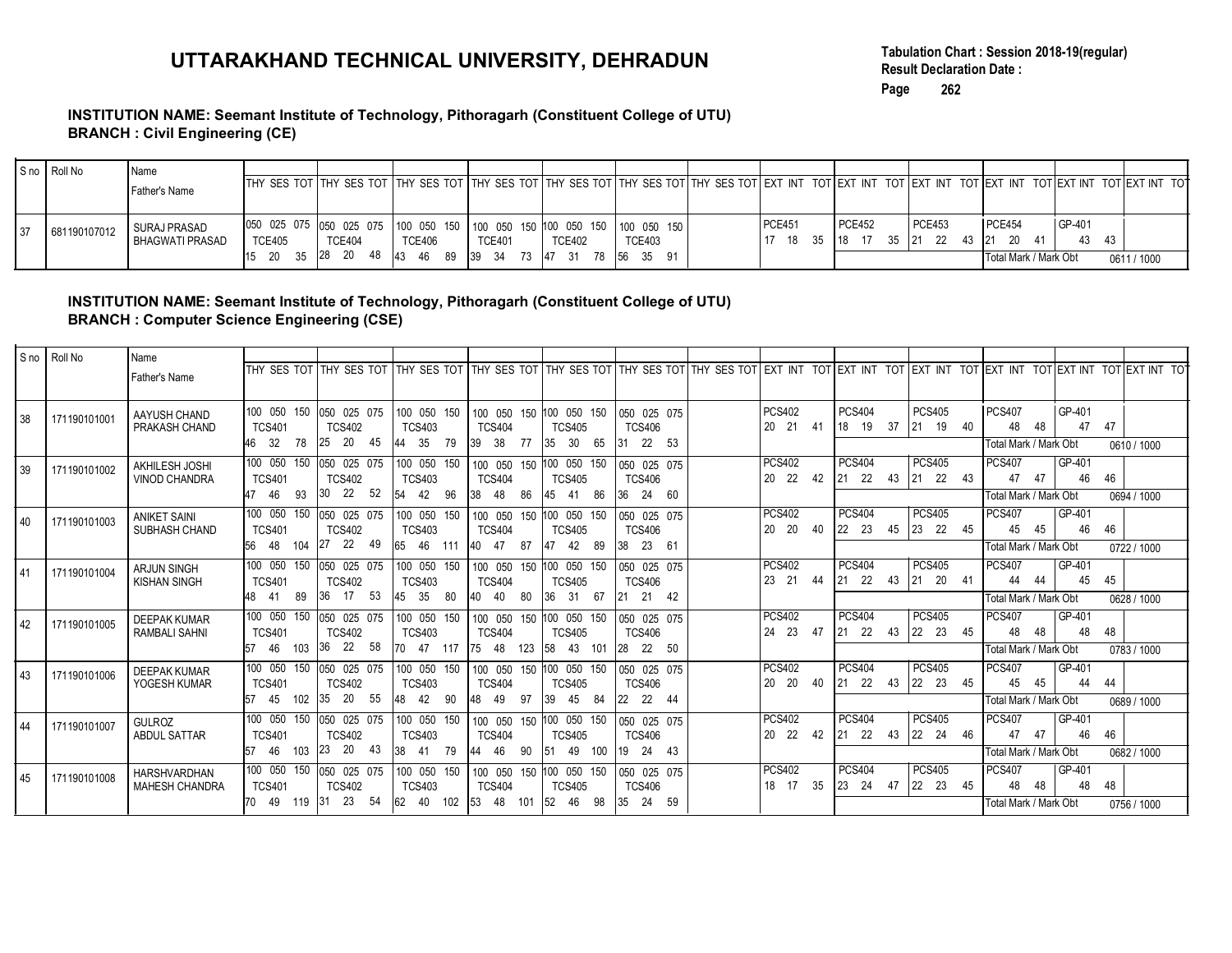# UTTARAKHAND TECHNICAL UNIVERSITY, DEHRADUN

**Tabulation Chart : Session 2018-19(regular)**
**Result Declaration Date :**

**INSTITUTION NAME: Seemant Institute of Technology, Pithoragarh (Constituent College of UTU)**
**BRANCH : Civil Engineering (CE)**

| S no | Roll No | Name / Father's Name | THY SES TOT | THY SES TOT | THY SES TOT | THY SES TOT | THY SES TOT | THY SES TOT | THY SES TOT | EXT INT TOT | EXT INT TOT | EXT INT TOT | EXT INT TOT | EXT INT TOT | EXT INT TOT |
|---|---|---|---|---|---|---|---|---|---|---|---|---|---|---|---|
| 37 | 681190107012 | SURAJ PRASAD / BHAGWATI PRASAD | 050 025 075 TCE405 15 20 35 | 050 025 075 TCE404 28 20 48 | 100 050 150 TCE406 43 46 89 | 100 050 150 TCE401 39 34 73 | 100 050 150 TCE402 47 31 78 | 100 050 150 TCE403 56 35 91 | | PCE451 17 18 35 | PCE452 18 17 35 | PCE453 21 22 43 | PCE454 21 20 41 | GP-401 43 43 | |
| | | | | | | | | | | | | | Total Mark / Mark Obt | | 0611 / 1000 |

**INSTITUTION NAME: Seemant Institute of Technology, Pithoragarh (Constituent College of UTU)**
**BRANCH : Computer Science Engineering (CSE)**

| S no | Roll No | Name / Father's Name | THY SES TOT | THY SES TOT | THY SES TOT | THY SES TOT | THY SES TOT | THY SES TOT | THY SES TOT | EXT INT TOT | EXT INT TOT | EXT INT TOT | EXT INT TOT | EXT INT TOT | EXT INT TOT |
|---|---|---|---|---|---|---|---|---|---|---|---|---|---|---|---|
| 38 | 171190101001 | AAYUSH CHAND / PRAKASH CHAND | 100 050 150 TCS401 46 32 78 | 050 025 075 TCS402 25 20 45 | 100 050 150 TCS403 44 35 79 | 100 050 150 TCS404 39 38 77 | 100 050 150 TCS405 35 30 65 | 050 025 075 TCS406 31 22 53 | | PCS402 20 21 41 | PCS404 18 19 37 | PCS405 21 19 40 | PCS407 48 48 | GP-401 47 47 | |
| | | | | | | | | | | | | | Total Mark / Mark Obt | | 0610 / 1000 |
| 39 | 171190101002 | AKHILESH JOSHI / VINOD CHANDRA | 100 050 150 TCS401 47 46 93 | 050 025 075 TCS402 30 22 52 | 100 050 150 TCS403 54 42 96 | 100 050 150 TCS404 38 48 86 | 100 050 150 TCS405 45 41 86 | 050 025 075 TCS406 36 24 60 | | PCS402 20 22 42 | PCS404 21 22 43 | PCS405 21 22 43 | PCS407 47 47 | GP-401 46 46 | |
| | | | | | | | | | | | | | Total Mark / Mark Obt | | 0694 / 1000 |
| 40 | 171190101003 | ANIKET SAINI / SUBHASH CHAND | 100 050 150 TCS401 56 48 104 | 050 025 075 TCS402 27 22 49 | 100 050 150 TCS403 65 46 111 | 100 050 150 TCS404 40 47 87 | 100 050 150 TCS405 47 42 89 | 050 025 075 TCS406 38 23 61 | | PCS402 20 20 40 | PCS404 22 23 45 | PCS405 23 22 45 | PCS407 45 45 | GP-401 46 46 | |
| | | | | | | | | | | | | | Total Mark / Mark Obt | | 0722 / 1000 |
| 41 | 171190101004 | ARJUN SINGH / KISHAN SINGH | 100 050 150 TCS401 48 41 89 | 050 025 075 TCS402 36 17 53 | 100 050 150 TCS403 45 35 80 | 100 050 150 TCS404 40 40 80 | 100 050 150 TCS405 36 31 67 | 050 025 075 TCS406 21 21 42 | | PCS402 23 21 44 | PCS404 21 22 43 | PCS405 21 20 41 | PCS407 44 44 | GP-401 45 45 | |
| | | | | | | | | | | | | | Total Mark / Mark Obt | | 0628 / 1000 |
| 42 | 171190101005 | DEEPAK KUMAR / RAMBALI SAHNI | 100 050 150 TCS401 57 46 103 | 050 025 075 TCS402 36 22 58 | 100 050 150 TCS403 70 47 117 | 100 050 150 TCS404 75 48 123 | 100 050 150 TCS405 58 43 101 | 050 025 075 TCS406 28 22 50 | | PCS402 24 23 47 | PCS404 21 22 43 | PCS405 22 23 45 | PCS407 48 48 | GP-401 48 48 | |
| | | | | | | | | | | | | | Total Mark / Mark Obt | | 0783 / 1000 |
| 43 | 171190101006 | DEEPAK KUMAR / YOGESH KUMAR | 100 050 150 TCS401 57 45 102 | 050 025 075 TCS402 35 20 55 | 100 050 150 TCS403 48 42 90 | 100 050 150 TCS404 48 49 97 | 100 050 150 TCS405 39 45 84 | 050 025 075 TCS406 22 22 44 | | PCS402 20 20 40 | PCS404 21 22 43 | PCS405 22 23 45 | PCS407 45 45 | GP-401 44 44 | |
| | | | | | | | | | | | | | Total Mark / Mark Obt | | 0689 / 1000 |
| 44 | 171190101007 | GULROZ / ABDUL SATTAR | 100 050 150 TCS401 57 46 103 | 050 025 075 TCS402 23 20 43 | 100 050 150 TCS403 38 41 79 | 100 050 150 TCS404 44 46 90 | 100 050 150 TCS405 51 49 100 | 050 025 075 TCS406 19 24 43 | | PCS402 20 22 42 | PCS404 21 22 43 | PCS405 22 24 46 | PCS407 47 47 | GP-401 46 46 | |
| | | | | | | | | | | | | | Total Mark / Mark Obt | | 0682 / 1000 |
| 45 | 171190101008 | HARSHVARDHAN / MAHESH CHANDRA | 100 050 150 TCS401 70 49 119 | 050 025 075 TCS402 31 23 54 | 100 050 150 TCS403 62 40 102 | 100 050 150 TCS404 53 48 101 | 100 050 150 TCS405 52 46 98 | 050 025 075 TCS406 35 24 59 | | PCS402 18 17 35 | PCS404 23 24 47 | PCS405 22 23 45 | PCS407 48 48 | GP-401 48 48 | |
| | | | | | | | | | | | | | Total Mark / Mark Obt | | 0756 / 1000 |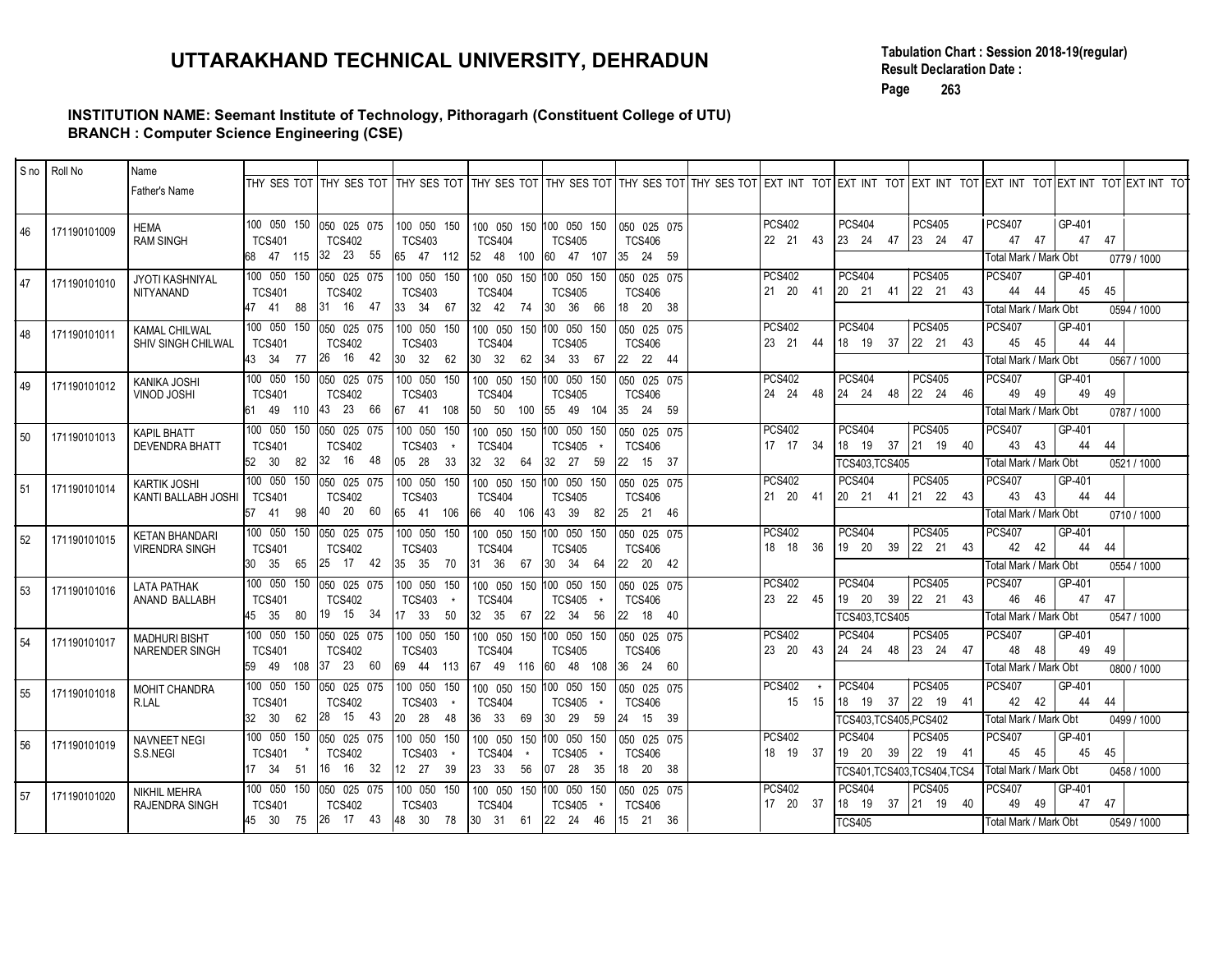# UTTARAKHAND TECHNICAL UNIVERSITY, DEHRADUN

**Tabulation Chart : Session 2018-19(regular)**
**Result Declaration Date :**

**INSTITUTION NAME: Seemant Institute of Technology, Pithoragarh (Constituent College of UTU)**
**BRANCH : Computer Science Engineering (CSE)**

| S no | Roll No | Name / Father's Name | TCS401 (THY SES TOT: 100 050 150) | TCS402 (THY SES TOT: 050 025 075) | TCS403 (THY SES TOT: 100 050 150) | TCS404 (THY SES TOT: 100 050 150) | TCS405 (THY SES TOT: 100 050 150) | TCS406 (THY SES TOT: 050 025 075) | THY SES TOT | PCS402 (EXT INT TOT) | PCS404 (EXT INT TOT) | PCS405 (EXT INT TOT) | PCS407 (EXT INT TOT) | GP-401 (EXT INT TOT) | EXT INT TOT | Back Papers | Total Mark / Mark Obt |
|---|---|---|---|---|---|---|---|---|---|---|---|---|---|---|---|---|---|
| 46 | 171190101009 | HEMA / RAM SINGH | 68 47 115 | 32 23 55 | 65 47 112 | 52 48 100 | 60 47 107 | 35 24 59 | | 22 21 43 | 23 24 47 | 23 24 47 | 47 47 | 47 47 | | | 0779 / 1000 |
| 47 | 171190101010 | JYOTI KASHNIYAL / NITYANAND | 47 41 88 | 31 16 47 | 33 34 67 | 32 42 74 | 30 36 66 | 18 20 38 | | 21 20 41 | 20 21 41 | 22 21 43 | 44 44 | 45 45 | | | 0594 / 1000 |
| 48 | 171190101011 | KAMAL CHILWAL / SHIV SINGH CHILWAL | 43 34 77 | 26 16 42 | 30 32 62 | 30 32 62 | 34 33 67 | 22 22 44 | | 23 21 44 | 18 19 37 | 22 21 43 | 45 45 | 44 44 | | | 0567 / 1000 |
| 49 | 171190101012 | KANIKA JOSHI / VINOD JOSHI | 61 49 110 | 43 23 66 | 67 41 108 | 50 50 100 | 55 49 104 | 35 24 59 | | 24 24 48 | 24 24 48 | 22 24 46 | 49 49 | 49 49 | | | 0787 / 1000 |
| 50 | 171190101013 | KAPIL BHATT / DEVENDRA BHATT | 52 30 82 | 32 16 48 | 05 28 33 (TCS403 *) | 32 32 64 | 32 27 59 (TCS405 *) | 22 15 37 | | 17 17 34 | 18 19 37 | 21 19 40 | 43 43 | 44 44 | | TCS403,TCS405 | 0521 / 1000 |
| 51 | 171190101014 | KARTIK JOSHI / KANTI BALLABH JOSHI | 57 41 98 | 40 20 60 | 65 41 106 | 66 40 106 | 43 39 82 | 25 21 46 | | 21 20 41 | 20 21 41 | 21 22 43 | 43 43 | 44 44 | | | 0710 / 1000 |
| 52 | 171190101015 | KETAN BHANDARI / VIRENDRA SINGH | 30 35 65 | 25 17 42 | 35 35 70 | 31 36 67 | 30 34 64 | 22 20 42 | | 18 18 36 | 19 20 39 | 22 21 43 | 42 42 | 44 44 | | | 0554 / 1000 |
| 53 | 171190101016 | LATA PATHAK / ANAND BALLABH | 45 35 80 | 19 15 34 | 17 33 50 (TCS403 *) | 32 35 67 | 22 34 56 (TCS405 *) | 22 18 40 | | 23 22 45 | 19 20 39 | 22 21 43 | 46 46 | 47 47 | | TCS403,TCS405 | 0547 / 1000 |
| 54 | 171190101017 | MADHURI BISHT / NARENDER SINGH | 59 49 108 | 37 23 60 | 69 44 113 | 67 49 116 | 60 48 108 | 36 24 60 | | 23 20 43 | 24 24 48 | 23 24 47 | 48 48 | 49 49 | | | 0800 / 1000 |
| 55 | 171190101018 | MOHIT CHANDRA / R.LAL | 32 30 62 | 28 15 43 | 20 28 48 (TCS403 *) | 36 33 69 | 30 29 59 (TCS405 *) | 24 15 39 | | 15 15 (PCS402 *) | 18 19 37 | 22 19 41 | 42 42 | 44 44 | | TCS403,TCS405,PCS402 | 0499 / 1000 |
| 56 | 171190101019 | NAVNEET NEGI / S.S.NEGI | 17 34 51 (TCS401 *) | 16 16 32 | 12 27 39 (TCS403 *) | 23 33 56 (TCS404 *) | 07 28 35 (TCS405 *) | 18 20 38 | | 18 19 37 | 19 20 39 | 22 19 41 | 45 45 | 45 45 | | TCS401,TCS403,TCS404,TCS4 | 0458 / 1000 |
| 57 | 171190101020 | NIKHIL MEHRA / RAJENDRA SINGH | 45 30 75 | 26 17 43 | 48 30 78 | 30 31 61 | 22 24 46 (TCS405 *) | 15 21 36 | | 17 20 37 | 18 19 37 | 21 19 40 | 49 49 | 47 47 | | TCS405 | 0549 / 1000 |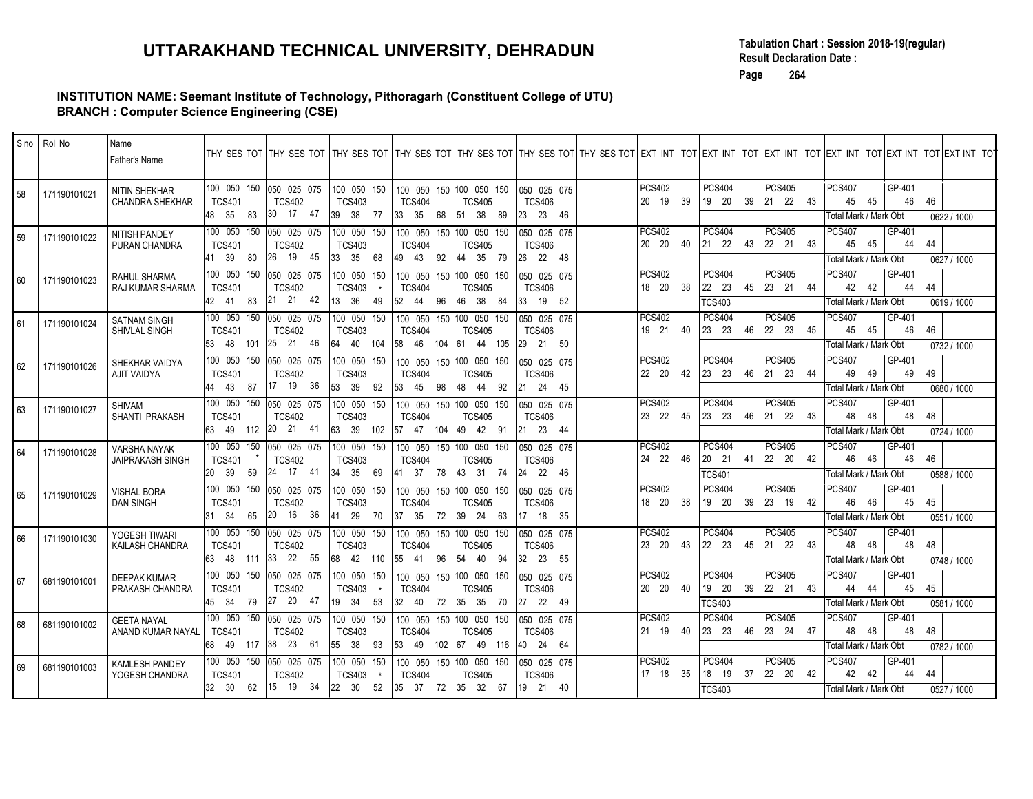# UTTARAKHAND TECHNICAL UNIVERSITY, DEHRADUN

**Tabulation Chart : Session 2018-19(regular)**
**Result Declaration Date :**
**Page 264**

**INSTITUTION NAME: Seemant Institute of Technology, Pithoragarh (Constituent College of UTU)**
**BRANCH : Computer Science Engineering (CSE)**

| S no | Roll No | Name / Father's Name | THY SES TOT | THY SES TOT | THY SES TOT | THY SES TOT | THY SES TOT | THY SES TOT | THY SES TOT | EXT INT TOT | EXT INT TOT | EXT INT TOT | EXT INT TOT | EXT INT TOT | EXT INT TOT |
|---|---|---|---|---|---|---|---|---|---|---|---|---|---|---|---|
| 58 | 171190101021 | NITIN SHEKHAR / CHANDRA SHEKHAR | 100 050 150 TCS401 48 35 83 | 050 025 075 TCS402 30 17 47 | 100 050 150 TCS403 39 38 77 | 100 050 150 TCS404 33 35 68 | 100 050 150 TCS405 51 38 89 | 050 025 075 TCS406 23 23 46 | | PCS402 20 19 39 | PCS404 19 20 39 | PCS405 21 22 43 | PCS407 45 45 | GP-401 46 46 | |
| | | | | | | | | | | | | | Total Mark / Mark Obt | | 0622 / 1000 |
| 59 | 171190101022 | NITISH PANDEY / PURAN CHANDRA | 100 050 150 TCS401 41 39 80 | 050 025 075 TCS402 26 19 45 | 100 050 150 TCS403 33 35 68 | 100 050 150 TCS404 49 43 92 | 100 050 150 TCS405 44 35 79 | 050 025 075 TCS406 26 22 48 | | PCS402 20 20 40 | PCS404 21 22 43 | PCS405 22 21 43 | PCS407 45 45 | GP-401 44 44 | |
| | | | | | | | | | | | | | Total Mark / Mark Obt | | 0627 / 1000 |
| 60 | 171190101023 | RAHUL SHARMA / RAJ KUMAR SHARMA | 100 050 150 TCS401 42 41 83 | 050 025 075 TCS402 21 21 42 | 100 050 150 TCS403 * 13 36 49 | 100 050 150 TCS404 52 44 96 | 100 050 150 TCS405 46 38 84 | 050 025 075 TCS406 33 19 52 | | PCS402 18 20 38 | PCS404 22 23 45 | PCS405 23 21 44 | PCS407 42 42 | GP-401 44 44 | |
| | | | | | | | | | | | TCS403 | | Total Mark / Mark Obt | | 0619 / 1000 |
| 61 | 171190101024 | SATNAM SINGH / SHIVLAL SINGH | 100 050 150 TCS401 53 48 101 | 050 025 075 TCS402 25 21 46 | 100 050 150 TCS403 64 40 104 | 100 050 150 TCS404 58 46 104 | 100 050 150 TCS405 61 44 105 | 050 025 075 TCS406 29 21 50 | | PCS402 19 21 40 | PCS404 23 23 46 | PCS405 22 23 45 | PCS407 45 45 | GP-401 46 46 | |
| | | | | | | | | | | | | | Total Mark / Mark Obt | | 0732 / 1000 |
| 62 | 171190101026 | SHEKHAR VAIDYA / AJIT VAIDYA | 100 050 150 TCS401 44 43 87 | 050 025 075 TCS402 17 19 36 | 100 050 150 TCS403 53 39 92 | 100 050 150 TCS404 53 45 98 | 100 050 150 TCS405 48 44 92 | 050 025 075 TCS406 21 24 45 | | PCS402 22 20 42 | PCS404 23 23 46 | PCS405 21 23 44 | PCS407 49 49 | GP-401 49 49 | |
| | | | | | | | | | | | | | Total Mark / Mark Obt | | 0680 / 1000 |
| 63 | 171190101027 | SHIVAM / SHANTI PRAKASH | 100 050 150 TCS401 63 49 112 | 050 025 075 TCS402 20 21 41 | 100 050 150 TCS403 63 39 102 | 100 050 150 TCS404 57 47 104 | 100 050 150 TCS405 49 42 91 | 050 025 075 TCS406 21 23 44 | | PCS402 23 22 45 | PCS404 23 23 46 | PCS405 21 22 43 | PCS407 48 48 | GP-401 48 48 | |
| | | | | | | | | | | | | | Total Mark / Mark Obt | | 0724 / 1000 |
| 64 | 171190101028 | VARSHA NAYAK / JAIPRAKASH SINGH | 100 050 150 TCS401 * 20 39 59 | 050 025 075 TCS402 24 17 41 | 100 050 150 TCS403 34 35 69 | 100 050 150 TCS404 41 37 78 | 100 050 150 TCS405 43 31 74 | 050 025 075 TCS406 24 22 46 | | PCS402 24 22 46 | PCS404 20 21 41 | PCS405 22 20 42 | PCS407 46 46 | GP-401 46 46 | |
| | | | | | | | | | | | TCS401 | | Total Mark / Mark Obt | | 0588 / 1000 |
| 65 | 171190101029 | VISHAL BORA / DAN SINGH | 100 050 150 TCS401 31 34 65 | 050 025 075 TCS402 20 16 36 | 100 050 150 TCS403 41 29 70 | 100 050 150 TCS404 37 35 72 | 100 050 150 TCS405 39 24 63 | 050 025 075 TCS406 17 18 35 | | PCS402 18 20 38 | PCS404 19 20 39 | PCS405 23 19 42 | PCS407 46 46 | GP-401 45 45 | |
| | | | | | | | | | | | | | Total Mark / Mark Obt | | 0551 / 1000 |
| 66 | 171190101030 | YOGESH TIWARI / KAILASH CHANDRA | 100 050 150 TCS401 63 48 111 | 050 025 075 TCS402 33 22 55 | 100 050 150 TCS403 68 42 110 | 100 050 150 TCS404 55 41 96 | 100 050 150 TCS405 54 40 94 | 050 025 075 TCS406 32 23 55 | | PCS402 23 20 43 | PCS404 22 23 45 | PCS405 21 22 43 | PCS407 48 48 | GP-401 48 48 | |
| | | | | | | | | | | | | | Total Mark / Mark Obt | | 0748 / 1000 |
| 67 | 681190101001 | DEEPAK KUMAR / PRAKASH CHANDRA | 100 050 150 TCS401 45 34 79 | 050 025 075 TCS402 27 20 47 | 100 050 150 TCS403 * 19 34 53 | 100 050 150 TCS404 32 40 72 | 100 050 150 TCS405 35 35 70 | 050 025 075 TCS406 27 22 49 | | PCS402 20 20 40 | PCS404 19 20 39 | PCS405 22 21 43 | PCS407 44 44 | GP-401 45 45 | |
| | | | | | | | | | | | TCS403 | | Total Mark / Mark Obt | | 0581 / 1000 |
| 68 | 681190101002 | GEETA NAYAL / ANAND KUMAR NAYAL | 100 050 150 TCS401 68 49 117 | 050 025 075 TCS402 38 23 61 | 100 050 150 TCS403 55 38 93 | 100 050 150 TCS404 53 49 102 | 100 050 150 TCS405 67 49 116 | 050 025 075 TCS406 40 24 64 | | PCS402 21 19 40 | PCS404 23 23 46 | PCS405 23 24 47 | PCS407 48 48 | GP-401 48 48 | |
| | | | | | | | | | | | | | Total Mark / Mark Obt | | 0782 / 1000 |
| 69 | 681190101003 | KAMLESH PANDEY / YOGESH CHANDRA | 100 050 150 TCS401 32 30 62 | 050 025 075 TCS402 15 19 34 | 100 050 150 TCS403 * 22 30 52 | 100 050 150 TCS404 35 37 72 | 100 050 150 TCS405 35 32 67 | 050 025 075 TCS406 19 21 40 | | PCS402 17 18 35 | PCS404 18 19 37 | PCS405 22 20 42 | PCS407 42 42 | GP-401 44 44 | |
| | | | | | | | | | | | TCS403 | | Total Mark / Mark Obt | | 0527 / 1000 |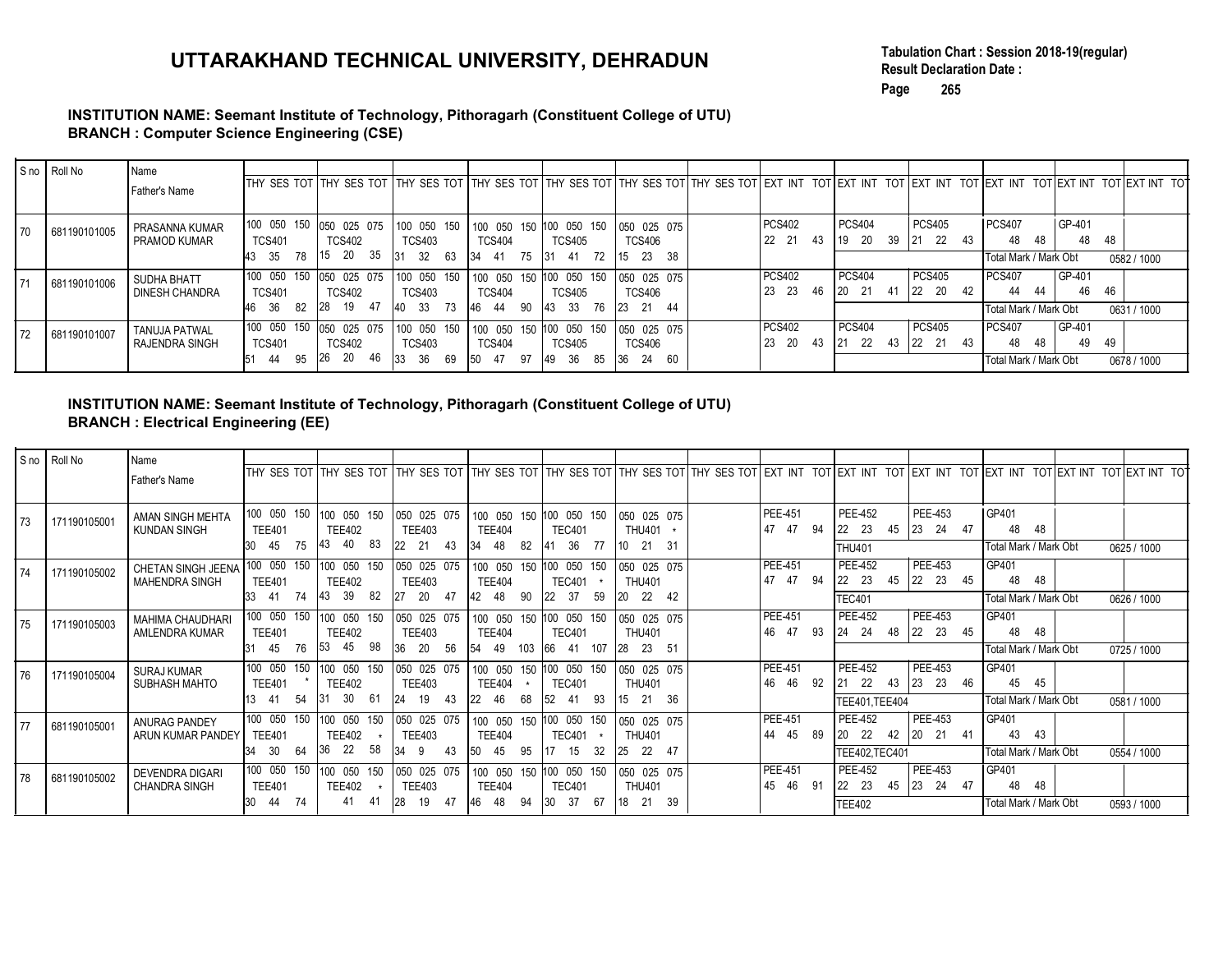# UTTARAKHAND TECHNICAL UNIVERSITY, DEHRADUN

Tabulation Chart : Session 2018-19(regular)
Result Declaration Date :
Page 265

**INSTITUTION NAME: Seemant Institute of Technology, Pithoragarh (Constituent College of UTU)**
**BRANCH : Computer Science Engineering (CSE)**

| S no | Roll No | Name / Father's Name | THY SES TOT | THY SES TOT | THY SES TOT | THY SES TOT | THY SES TOT | THY SES TOT | THY SES TOT | EXT INT TOT | EXT INT TOT | EXT INT TOT | EXT INT TOT | EXT INT TOT | EXT INT TOT |
|---|---|---|---|---|---|---|---|---|---|---|---|---|---|---|---|
| 70 | 681190101005 | PRASANNA KUMAR / PRAMOD KUMAR | 100 050 150 TCS401 43 35 78 | 050 025 075 TCS402 15 20 35 | 100 050 150 TCS403 31 32 63 | 100 050 150 TCS404 34 41 75 | 100 050 150 TCS405 31 41 72 | 050 025 075 TCS406 15 23 38 | | PCS402 22 21 43 | PCS404 19 20 39 | PCS405 21 22 43 | PCS407 48 48 | GP-401 48 48 | |
| | | | | | | | | | | | | | Total Mark / Mark Obt | | 0582 / 1000 |
| 71 | 681190101006 | SUDHA BHATT / DINESH CHANDRA | 100 050 150 TCS401 46 36 82 | 050 025 075 TCS402 28 19 47 | 100 050 150 TCS403 40 33 73 | 100 050 150 TCS404 46 44 90 | 100 050 150 TCS405 43 33 76 | 050 025 075 TCS406 23 21 44 | | PCS402 23 23 46 | PCS404 20 21 41 | PCS405 22 20 42 | PCS407 44 44 | GP-401 46 46 | |
| | | | | | | | | | | | | | Total Mark / Mark Obt | | 0631 / 1000 |
| 72 | 681190101007 | TANUJA PATWAL / RAJENDRA SINGH | 100 050 150 TCS401 51 44 95 | 050 025 075 TCS402 26 20 46 | 100 050 150 TCS403 33 36 69 | 100 050 150 TCS404 50 47 97 | 100 050 150 TCS405 49 36 85 | 050 025 075 TCS406 36 24 60 | | PCS402 23 20 43 | PCS404 21 22 43 | PCS405 22 21 43 | PCS407 48 48 | GP-401 49 49 | |
| | | | | | | | | | | | | | Total Mark / Mark Obt | | 0678 / 1000 |

**INSTITUTION NAME: Seemant Institute of Technology, Pithoragarh (Constituent College of UTU)**
**BRANCH : Electrical Engineering (EE)**

| S no | Roll No | Name / Father's Name | THY SES TOT | THY SES TOT | THY SES TOT | THY SES TOT | THY SES TOT | THY SES TOT | THY SES TOT | EXT INT TOT | EXT INT TOT | EXT INT TOT | EXT INT TOT | EXT INT TOT | EXT INT TOT |
|---|---|---|---|---|---|---|---|---|---|---|---|---|---|---|---|
| 73 | 171190105001 | AMAN SINGH MEHTA / KUNDAN SINGH | 100 050 150 TEE401 30 45 75 | 100 050 150 TEE402 43 40 83 | 050 025 075 TEE403 22 21 43 | 100 050 150 TEE404 34 48 82 | 100 050 150 TEC401 41 36 77 | 050 025 075 THU401 * 10 21 31 | | PEE-451 47 47 94 | PEE-452 22 23 45 | PEE-453 23 24 47 | GP401 48 48 | | |
| | | | | | | | | | | THU401 | | | Total Mark / Mark Obt | | 0625 / 1000 |
| 74 | 171190105002 | CHETAN SINGH JEENA / MAHENDRA SINGH | 100 050 150 TEE401 33 41 74 | 100 050 150 TEE402 43 39 82 | 050 025 075 TEE403 27 20 47 | 100 050 150 TEE404 42 48 90 | 100 050 150 TEC401 22 37 59 | 050 025 075 THU401 20 22 42 | | PEE-451 47 47 94 | PEE-452 22 23 45 | PEE-453 22 23 45 | GP401 48 48 | | |
| | | | | | | | | | | TEC401 | | | Total Mark / Mark Obt | | 0626 / 1000 |
| 75 | 171190105003 | MAHIMA CHAUDHARI / AMLENDRA KUMAR | 100 050 150 TEE401 31 45 76 | 100 050 150 TEE402 53 45 98 | 050 025 075 TEE403 36 20 56 | 100 050 150 TEE404 54 49 103 | 100 050 150 TEC401 66 41 107 | 050 025 075 THU401 28 23 51 | | PEE-451 46 47 93 | PEE-452 24 24 48 | PEE-453 22 23 45 | GP401 48 48 | | |
| | | | | | | | | | | | | | Total Mark / Mark Obt | | 0725 / 1000 |
| 76 | 171190105004 | SURAJ KUMAR / SUBHASH MAHTO | 100 050 150 TEE401 * 13 41 54 | 100 050 150 TEE402 31 30 61 | 050 025 075 TEE403 24 19 43 | 100 050 150 TEE404 * 22 46 68 | 100 050 150 TEC401 52 41 93 | 050 025 075 THU401 15 21 36 | | PEE-451 46 46 92 | PEE-452 21 22 43 | PEE-453 23 23 46 | GP401 45 45 | | |
| | | | | | | | | | | TEE401,TEE404 | | | Total Mark / Mark Obt | | 0581 / 1000 |
| 77 | 681190105001 | ANURAG PANDEY / ARUN KUMAR PANDEY | 100 050 150 TEE401 34 30 64 | 100 050 150 TEE402 * 36 22 58 | 050 025 075 TEE403 34 9 43 | 100 050 150 TEE404 50 45 95 | 100 050 150 TEC401 * 17 15 32 | 050 025 075 THU401 25 22 47 | | PEE-451 44 45 89 | PEE-452 20 22 42 | PEE-453 20 21 41 | GP401 43 43 | | |
| | | | | | | | | | | TEE402,TEC401 | | | Total Mark / Mark Obt | | 0554 / 1000 |
| 78 | 681190105002 | DEVENDRA DIGARI / CHANDRA SINGH | 100 050 150 TEE401 30 44 74 | 100 050 150 TEE402 * 41 41 | 050 025 075 TEE403 28 19 47 | 100 050 150 TEE404 46 48 94 | 100 050 150 TEC401 30 37 67 | 050 025 075 THU401 18 21 39 | | PEE-451 45 46 91 | PEE-452 22 23 45 | PEE-453 23 24 47 | GP401 48 48 | | |
| | | | | | | | | | | TEE402 | | | Total Mark / Mark Obt | | 0593 / 1000 |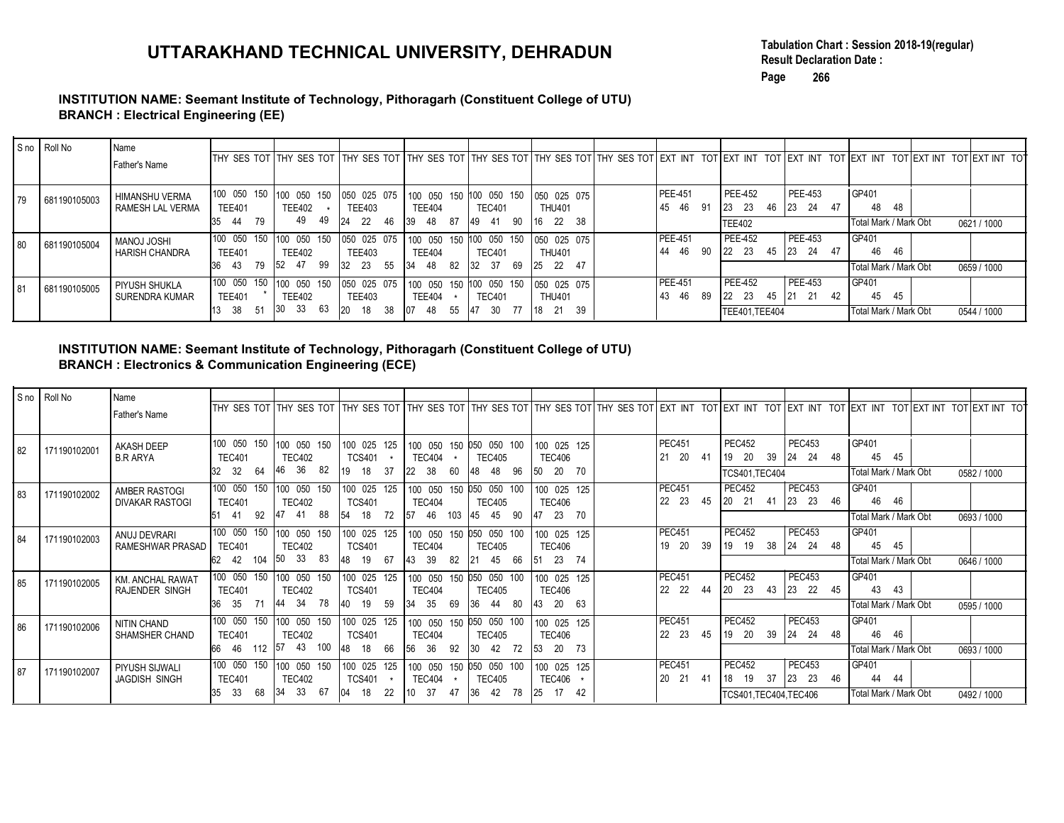# UTTARAKHAND TECHNICAL UNIVERSITY, DEHRADUN

**Tabulation Chart : Session 2018-19(regular)**
**Result Declaration Date :**
**Page 266**

**INSTITUTION NAME: Seemant Institute of Technology, Pithoragarh (Constituent College of UTU)**
**BRANCH : Electrical Engineering (EE)**

| S no | Roll No | Name / Father's Name | THY SES TOT | THY SES TOT | THY SES TOT | THY SES TOT | THY SES TOT | THY SES TOT | THY SES TOT | EXT INT TOT | EXT INT TOT | EXT INT TOT | EXT INT TOT | EXT INT TOT | EXT INT TOT |
|---|---|---|---|---|---|---|---|---|---|---|---|---|---|---|---|
| 79 | 681190105003 | HIMANSHU VERMA / RAMESH LAL VERMA | 100 050 150 TEE401 35 44 79 | 100 050 150 TEE402 * 49 49 | 050 025 075 TEE403 24 22 46 | 100 050 150 TEE404 39 48 87 | 100 050 150 TEC401 49 41 90 | 050 025 075 THU401 16 22 38 | | PEE-451 45 46 91 | PEE-452 23 23 46 | PEE-453 23 24 47 | GP401 48 48 | | |
| | | | | | | | | | | | TEE402 | | Total Mark / Mark Obt | | 0621 / 1000 |
| 80 | 681190105004 | MANOJ JOSHI / HARISH CHANDRA | 100 050 150 TEE401 36 43 79 | 100 050 150 TEE402 52 47 99 | 050 025 075 TEE403 32 23 55 | 100 050 150 TEE404 34 48 82 | 100 050 150 TEC401 32 37 69 | 050 025 075 THU401 25 22 47 | | PEE-451 44 46 90 | PEE-452 22 23 45 | PEE-453 23 24 47 | GP401 46 46 | | |
| | | | | | | | | | | | | | Total Mark / Mark Obt | | 0659 / 1000 |
| 81 | 681190105005 | PIYUSH SHUKLA / SURENDRA KUMAR | 100 050 150 TEE401 * 13 38 51 | 100 050 150 TEE402 30 33 63 | 050 025 075 TEE403 20 18 38 | 100 050 150 TEE404 * 07 48 55 | 100 050 150 TEC401 47 30 77 | 050 025 075 THU401 18 21 39 | | PEE-451 43 46 89 | PEE-452 22 23 45 | PEE-453 21 21 42 | GP401 45 45 | | |
| | | | | | | | | | | | TEE401,TEE404 | | Total Mark / Mark Obt | | 0544 / 1000 |

**INSTITUTION NAME: Seemant Institute of Technology, Pithoragarh (Constituent College of UTU)**
**BRANCH : Electronics & Communication Engineering (ECE)**

| S no | Roll No | Name / Father's Name | THY SES TOT | THY SES TOT | THY SES TOT | THY SES TOT | THY SES TOT | THY SES TOT | THY SES TOT | EXT INT TOT | EXT INT TOT | EXT INT TOT | EXT INT TOT | EXT INT TOT | EXT INT TOT |
|---|---|---|---|---|---|---|---|---|---|---|---|---|---|---|---|
| 82 | 171190102001 | AKASH DEEP / B.R ARYA | 100 050 150 TEC401 32 32 64 | 100 050 150 TEC402 46 36 82 | 100 025 125 TCS401 * 19 18 37 | 100 050 150 TEC404 * 22 38 60 | 050 050 100 TEC405 48 48 96 | 100 025 125 TEC406 50 20 70 | | PEC451 21 20 41 | PEC452 19 20 39 | PEC453 24 24 48 | GP401 45 45 | | |
| | | | | | | | | | | | TCS401,TEC404 | | Total Mark / Mark Obt | | 0582 / 1000 |
| 83 | 171190102002 | AMBER RASTOGI / DIVAKAR RASTOGI | 100 050 150 TEC401 51 41 92 | 100 050 150 TEC402 47 41 88 | 100 025 125 TCS401 54 18 72 | 100 050 150 TEC404 57 46 103 | 050 050 100 TEC405 45 45 90 | 100 025 125 TEC406 47 23 70 | | PEC451 22 23 45 | PEC452 20 21 41 | PEC453 23 23 46 | GP401 46 46 | | |
| | | | | | | | | | | | | | Total Mark / Mark Obt | | 0693 / 1000 |
| 84 | 171190102003 | ANUJ DEVRARI / RAMESHWAR PRASAD | 100 050 150 TEC401 62 42 104 | 100 050 150 TEC402 50 33 83 | 100 025 125 TCS401 48 19 67 | 100 050 150 TEC404 43 39 82 | 050 050 100 TEC405 21 45 66 | 100 025 125 TEC406 51 23 74 | | PEC451 19 20 39 | PEC452 19 19 38 | PEC453 24 24 48 | GP401 45 45 | | |
| | | | | | | | | | | | | | Total Mark / Mark Obt | | 0646 / 1000 |
| 85 | 171190102005 | KM. ANCHAL RAWAT / RAJENDER SINGH | 100 050 150 TEC401 36 35 71 | 100 050 150 TEC402 44 34 78 | 100 025 125 TCS401 40 19 59 | 100 050 150 TEC404 34 35 69 | 050 050 100 TEC405 36 44 80 | 100 025 125 TEC406 43 20 63 | | PEC451 22 22 44 | PEC452 20 23 43 | PEC453 23 22 45 | GP401 43 43 | | |
| | | | | | | | | | | | | | Total Mark / Mark Obt | | 0595 / 1000 |
| 86 | 171190102006 | NITIN CHAND / SHAMSHER CHAND | 100 050 150 TEC401 66 46 112 | 100 050 150 TEC402 57 43 100 | 100 025 125 TCS401 48 18 66 | 100 050 150 TEC404 56 36 92 | 050 050 100 TEC405 30 42 72 | 100 025 125 TEC406 53 20 73 | | PEC451 22 23 45 | PEC452 19 20 39 | PEC453 24 24 48 | GP401 46 46 | | |
| | | | | | | | | | | | | | Total Mark / Mark Obt | | 0693 / 1000 |
| 87 | 171190102007 | PIYUSH SIJWALI / JAGDISH SINGH | 100 050 150 TEC401 35 33 68 | 100 050 150 TEC402 34 33 67 | 100 025 125 TCS401 * 04 18 22 | 100 050 150 TEC404 * 10 37 47 | 050 050 100 TEC405 36 42 78 | 100 025 125 TEC406 * 25 17 42 | | PEC451 20 21 41 | PEC452 18 19 37 | PEC453 23 23 46 | GP401 44 44 | | |
| | | | | | | | | | | | TCS401,TEC404,TEC406 | | Total Mark / Mark Obt | | 0492 / 1000 |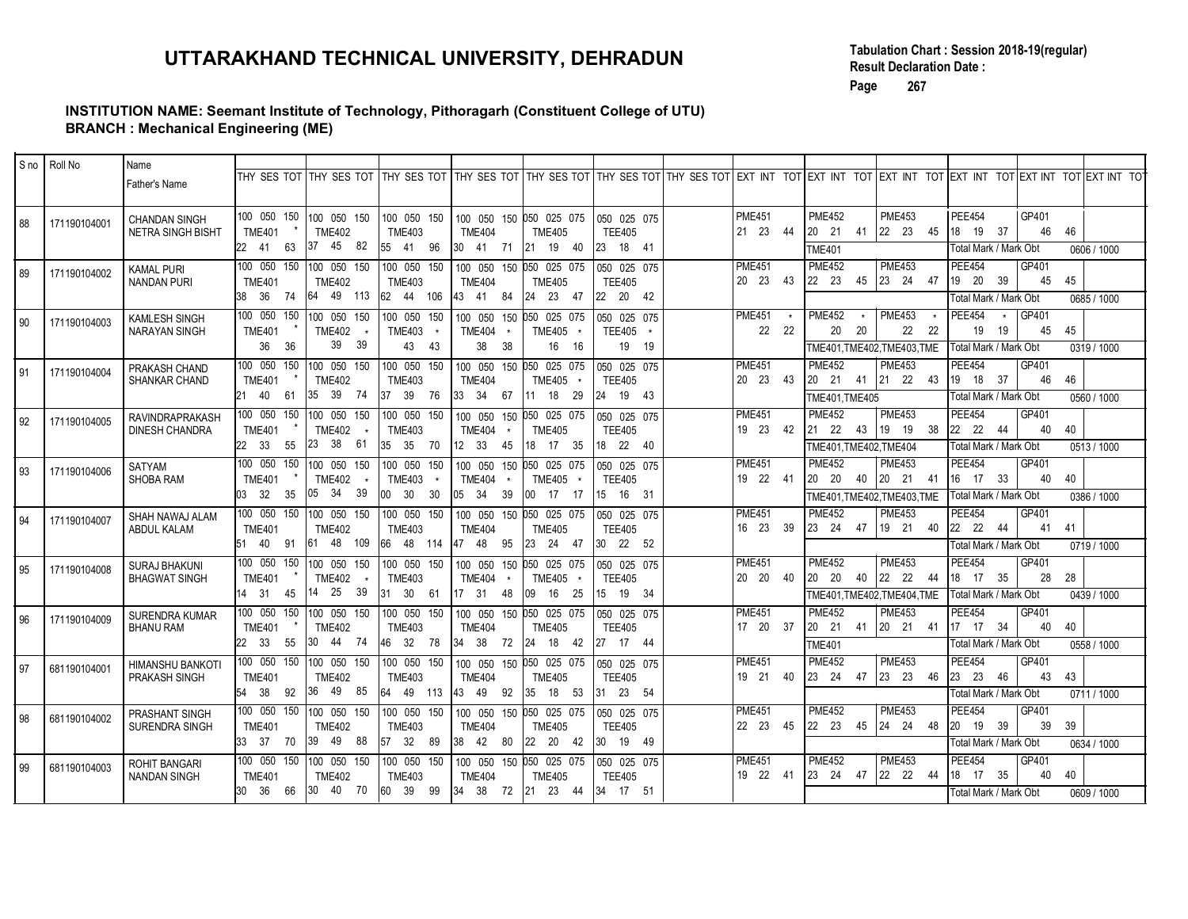# UTTARAKHAND TECHNICAL UNIVERSITY, DEHRADUN

Tabulation Chart : Session 2018-19(regular)
Result Declaration Date :

**INSTITUTION NAME: Seemant Institute of Technology, Pithoragarh (Constituent College of UTU)**
**BRANCH : Mechanical Engineering (ME)**

| S no | Roll No | Name / Father's Name | THY SES TOT | THY SES TOT | THY SES TOT | THY SES TOT | THY SES TOT | THY SES TOT | THY SES TOT | EXT INT TOT | EXT INT TOT | EXT INT TOT | EXT INT TOT | EXT INT TOT | EXT INT TOT |
|---|---|---|---|---|---|---|---|---|---|---|---|---|---|---|---|
| 88 | 171190104001 | CHANDAN SINGH / NETRA SINGH BISHT | 100 050 150 TME401 * 22 41 63 | 100 050 150 TME402 37 45 82 | 100 050 150 TME403 55 41 96 | 100 050 150 TME404 30 41 71 | 050 025 075 TME405 21 19 40 | 050 025 075 TEE405 23 18 41 | | PME451 21 23 44 | PME452 20 21 41 | PME453 22 23 45 | PEE454 18 19 37 | GP401 46 46 | |
| | | | | | | | | | | | TME401 | | Total Mark / Mark Obt | | 0606 / 1000 |
| 89 | 171190104002 | KAMAL PURI / NANDAN PURI | 100 050 150 TME401 38 36 74 | 100 050 150 TME402 64 49 113 | 100 050 150 TME403 62 44 106 | 100 050 150 TME404 43 41 84 | 050 025 075 TME405 24 23 47 | 050 025 075 TEE405 22 20 42 | | PME451 20 23 43 | PME452 22 23 45 | PME453 23 24 47 | PEE454 19 20 39 | GP401 45 45 | |
| | | | | | | | | | | | | | Total Mark / Mark Obt | | 0685 / 1000 |
| 90 | 171190104003 | KAMLESH SINGH / NARAYAN SINGH | 100 050 150 TME401 * 36 36 | 100 050 150 TME402 * 39 39 | 100 050 150 TME403 * 43 43 | 100 050 150 TME404 * 38 38 | 050 025 075 TME405 * 16 16 | 050 025 075 TEE405 * 19 19 | | PME451 * 22 22 | PME452 * 20 20 | PME453 * 22 22 | PEE454 * 19 19 | GP401 45 45 | |
| | | | | | | | | | | | TME401,TME402,TME403,TME | | Total Mark / Mark Obt | | 0319 / 1000 |
| 91 | 171190104004 | PRAKASH CHAND / SHANKAR CHAND | 100 050 150 TME401 * 21 40 61 | 100 050 150 TME402 35 39 74 | 100 050 150 TME403 37 39 76 | 100 050 150 TME404 33 34 67 | 050 025 075 TME405 * 11 18 29 | 050 025 075 TEE405 24 19 43 | | PME451 20 23 43 | PME452 20 21 41 | PME453 21 22 43 | PEE454 19 18 37 | GP401 46 46 | |
| | | | | | | | | | | | TME401,TME405 | | Total Mark / Mark Obt | | 0560 / 1000 |
| 92 | 171190104005 | RAVINDRAPRAKASH / DINESH CHANDRA | 100 050 150 TME401 * 22 33 55 | 100 050 150 TME402 * 23 38 61 | 100 050 150 TME403 35 35 70 | 100 050 150 TME404 * 12 33 45 | 050 025 075 TME405 18 17 35 | 050 025 075 TEE405 18 22 40 | | PME451 19 23 42 | PME452 21 22 43 | PME453 19 19 38 | PEE454 22 22 44 | GP401 40 40 | |
| | | | | | | | | | | | TME401,TME402,TME404 | | Total Mark / Mark Obt | | 0513 / 1000 |
| 93 | 171190104006 | SATYAM / SHOBA RAM | 100 050 150 TME401 * 03 32 35 | 100 050 150 TME402 * 05 34 39 | 100 050 150 TME403 * 00 30 30 | 100 050 150 TME404 * 05 34 39 | 050 025 075 TME405 * 00 17 17 | 050 025 075 TEE405 15 16 31 | | PME451 19 22 41 | PME452 20 20 40 | PME453 20 21 41 | PEE454 16 17 33 | GP401 40 40 | |
| | | | | | | | | | | | TME401,TME402,TME403,TME | | Total Mark / Mark Obt | | 0386 / 1000 |
| 94 | 171190104007 | SHAH NAWAJ ALAM / ABDUL KALAM | 100 050 150 TME401 51 40 91 | 100 050 150 TME402 61 48 109 | 100 050 150 TME403 66 48 114 | 100 050 150 TME404 47 48 95 | 050 025 075 TME405 23 24 47 | 050 025 075 TEE405 30 22 52 | | PME451 16 23 39 | PME452 23 24 47 | PME453 19 21 40 | PEE454 22 22 44 | GP401 41 41 | |
| | | | | | | | | | | | | | Total Mark / Mark Obt | | 0719 / 1000 |
| 95 | 171190104008 | SURAJ BHAKUNI / BHAGWAT SINGH | 100 050 150 TME401 * 14 31 45 | 100 050 150 TME402 * 14 25 39 | 100 050 150 TME403 31 30 61 | 100 050 150 TME404 * 17 31 48 | 050 025 075 TME405 * 09 16 25 | 050 025 075 TEE405 15 19 34 | | PME451 20 20 40 | PME452 20 20 40 | PME453 22 22 44 | PEE454 18 17 35 | GP401 28 28 | |
| | | | | | | | | | | | TME401,TME402,TME404,TME | | Total Mark / Mark Obt | | 0439 / 1000 |
| 96 | 171190104009 | SURENDRA KUMAR / BHANU RAM | 100 050 150 TME401 * 22 33 55 | 100 050 150 TME402 30 44 74 | 100 050 150 TME403 46 32 78 | 100 050 150 TME404 34 38 72 | 050 025 075 TME405 24 18 42 | 050 025 075 TEE405 27 17 44 | | PME451 17 20 37 | PME452 20 21 41 | PME453 20 21 41 | PEE454 17 17 34 | GP401 40 40 | |
| | | | | | | | | | | | TME401 | | Total Mark / Mark Obt | | 0558 / 1000 |
| 97 | 681190104001 | HIMANSHU BANKOTI / PRAKASH SINGH | 100 050 150 TME401 54 38 92 | 100 050 150 TME402 36 49 85 | 100 050 150 TME403 64 49 113 | 100 050 150 TME404 43 49 92 | 050 025 075 TME405 35 18 53 | 050 025 075 TEE405 31 23 54 | | PME451 19 21 40 | PME452 23 24 47 | PME453 23 23 46 | PEE454 23 23 46 | GP401 43 43 | |
| | | | | | | | | | | | | | Total Mark / Mark Obt | | 0711 / 1000 |
| 98 | 681190104002 | PRASHANT SINGH / SURENDRA SINGH | 100 050 150 TME401 33 37 70 | 100 050 150 TME402 39 49 88 | 100 050 150 TME403 57 32 89 | 100 050 150 TME404 38 42 80 | 050 025 075 TME405 22 20 42 | 050 025 075 TEE405 30 19 49 | | PME451 22 23 45 | PME452 22 23 45 | PME453 24 24 48 | PEE454 20 19 39 | GP401 39 39 | |
| | | | | | | | | | | | | | Total Mark / Mark Obt | | 0634 / 1000 |
| 99 | 681190104003 | ROHIT BANGARI / NANDAN SINGH | 100 050 150 TME401 30 36 66 | 100 050 150 TME402 30 40 70 | 100 050 150 TME403 60 39 99 | 100 050 150 TME404 34 38 72 | 050 025 075 TME405 21 23 44 | 050 025 075 TEE405 34 17 51 | | PME451 19 22 41 | PME452 23 24 47 | PME453 22 22 44 | PEE454 18 17 35 | GP401 40 40 | |
| | | | | | | | | | | | | | Total Mark / Mark Obt | | 0609 / 1000 |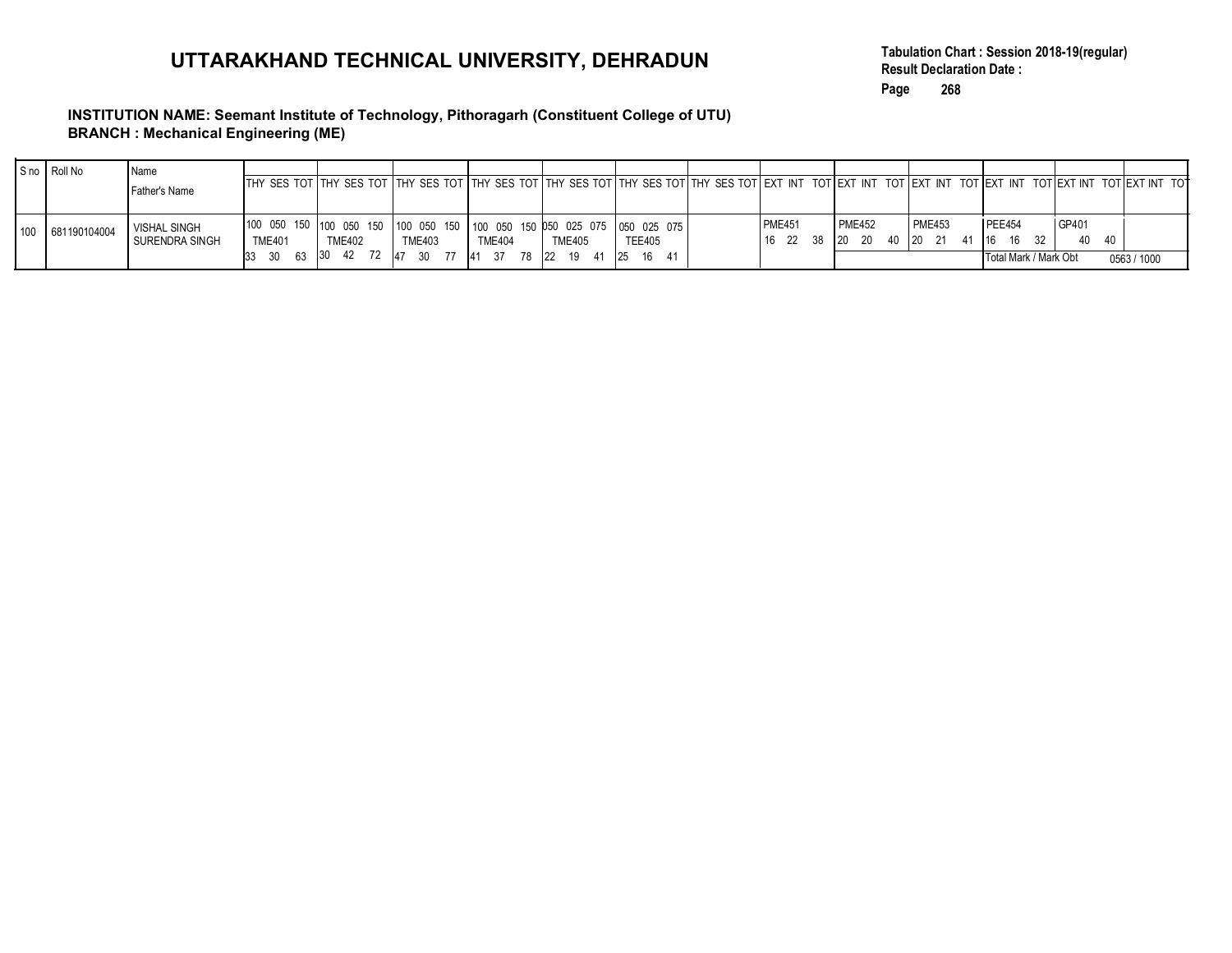# UTTARAKHAND TECHNICAL UNIVERSITY, DEHRADUN

**Tabulation Chart : Session 2018-19(regular)**
**Result Declaration Date :**
**Page 268**

**INSTITUTION NAME: Seemant Institute of Technology, Pithoragarh (Constituent College of UTU)**
**BRANCH : Mechanical Engineering (ME)**

| S no | Roll No | Name / Father's Name | THY SES TOT | THY SES TOT | THY SES TOT | THY SES TOT | THY SES TOT | THY SES TOT | THY SES TOT | EXT INT TOT | EXT INT TOT | EXT INT TOT | EXT INT TOT | EXT INT TOT | EXT INT TOT |
|---|---|---|---|---|---|---|---|---|---|---|---|---|---|---|---|
| 100 | 681190104004 | VISHAL SINGH<br>SURENDRA SINGH | 100 050 150<br>TME401<br>33 30 63 | 100 050 150<br>TME402<br>30 42 72 | 100 050 150<br>TME403<br>47 30 77 | 100 050 150<br>TME404<br>41 37 78 | 050 025 075<br>TME405<br>22 19 41 | 050 025 075<br>TEE405<br>25 16 41 | | PME451<br>16 22 38 | PME452<br>20 20 40 | PME453<br>20 21 41 | PEE454<br>16 16 32 | GP401<br>40 40 | |
| | | | | | | | | | | | | | Total Mark / Mark Obt | | 0563 / 1000 |